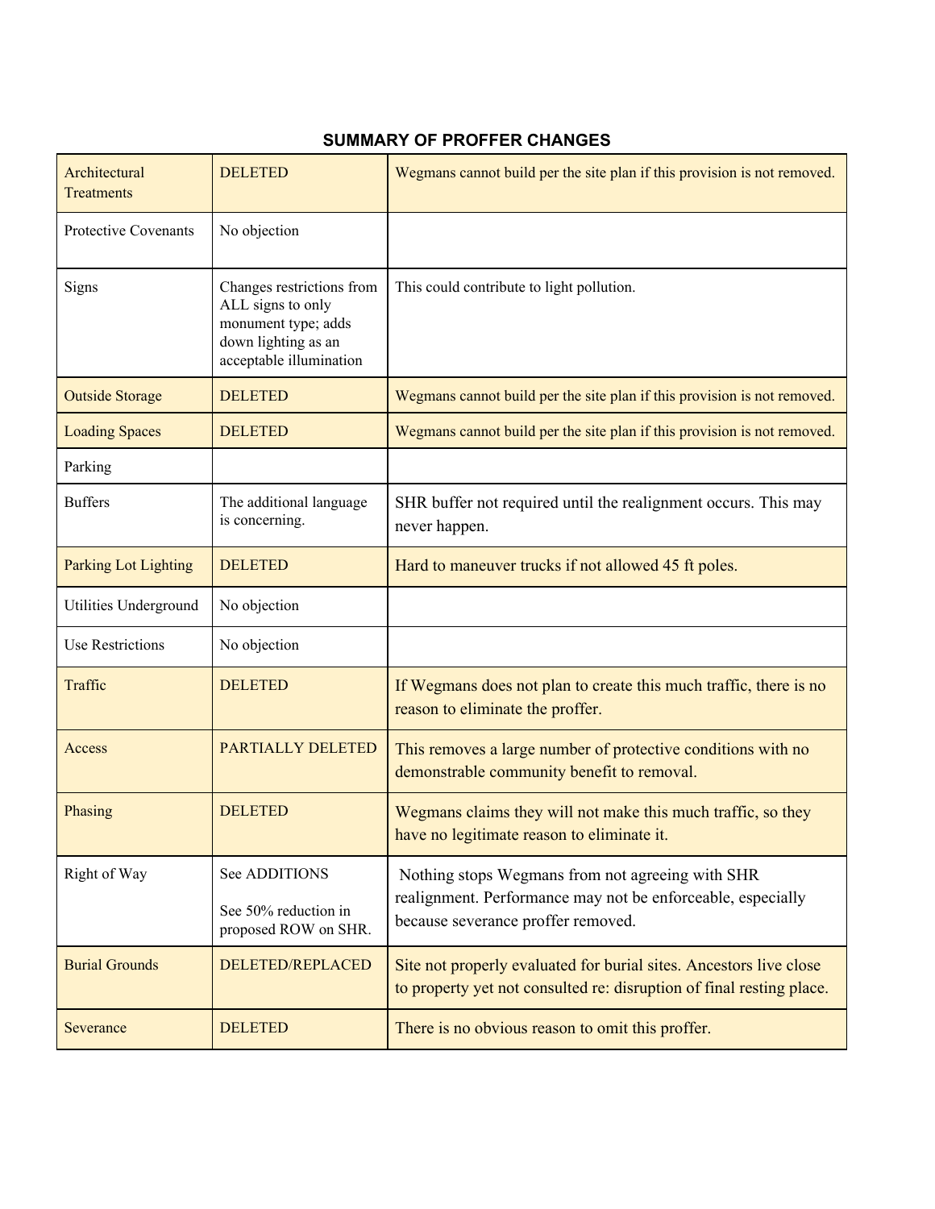## SUMMARY OF PROFFER CHANGES

| | | |
|---|---|---|
| Architectural Treatments | DELETED | Wegmans cannot build per the site plan if this provision is not removed. |
| Protective Covenants | No objection | |
| Signs | Changes restrictions from ALL signs to only monument type; adds down lighting as an acceptable illumination | This could contribute to light pollution. |
| Outside Storage | DELETED | Wegmans cannot build per the site plan if this provision is not removed. |
| Loading Spaces | DELETED | Wegmans cannot build per the site plan if this provision is not removed. |
| Parking | | |
| Buffers | The additional language is concerning. | SHR buffer not required until the realignment occurs. This may never happen. |
| Parking Lot Lighting | DELETED | Hard to maneuver trucks if not allowed 45 ft poles. |
| Utilities Underground | No objection | |
| Use Restrictions | No objection | |
| Traffic | DELETED | If Wegmans does not plan to create this much traffic, there is no reason to eliminate the proffer. |
| Access | PARTIALLY DELETED | This removes a large number of protective conditions with no demonstrable community benefit to removal. |
| Phasing | DELETED | Wegmans claims they will not make this much traffic, so they have no legitimate reason to eliminate it. |
| Right of Way | See ADDITIONS<br><br>See 50% reduction in proposed ROW on SHR. | Nothing stops Wegmans from not agreeing with SHR realignment. Performance may not be enforceable, especially because severance proffer removed. |
| Burial Grounds | DELETED/REPLACED | Site not properly evaluated for burial sites. Ancestors live close to property yet not consulted re: disruption of final resting place. |
| Severance | DELETED | There is no obvious reason to omit this proffer. |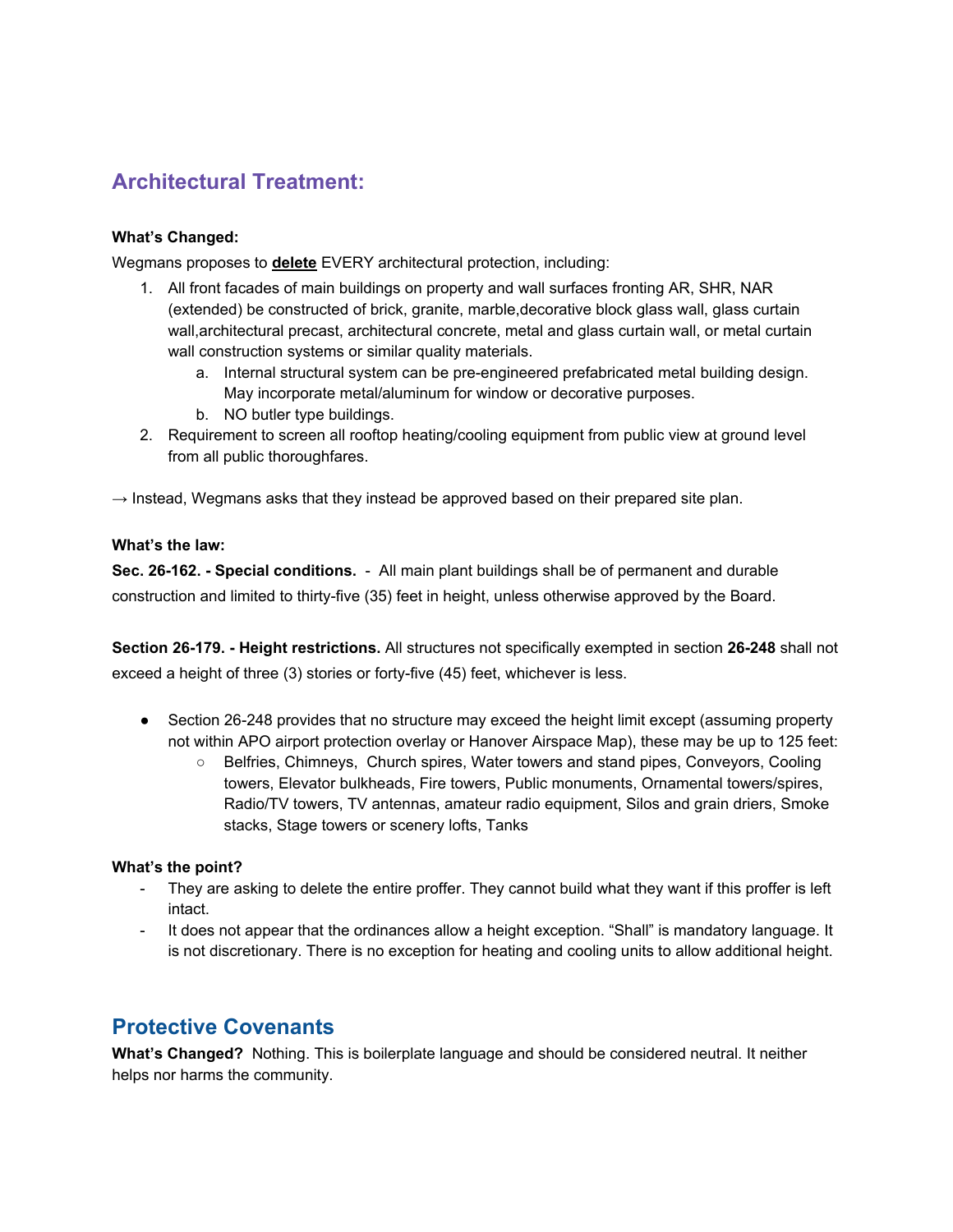## Architectural Treatment:

**What's Changed:**

Wegmans proposes to **<u>delete</u>** EVERY architectural protection, including:

1. All front facades of main buildings on property and wall surfaces fronting AR, SHR, NAR (extended) be constructed of brick, granite, marble,decorative block glass wall, glass curtain wall,architectural precast, architectural concrete, metal and glass curtain wall, or metal curtain wall construction systems or similar quality materials.
    a. Internal structural system can be pre-engineered prefabricated metal building design. May incorporate metal/aluminum for window or decorative purposes.
    b. NO butler type buildings.
2. Requirement to screen all rooftop heating/cooling equipment from public view at ground level from all public thoroughfares.

→ Instead, Wegmans asks that they instead be approved based on their prepared site plan.

**What's the law:**

**Sec. 26-162. - Special conditions.** - All main plant buildings shall be of permanent and durable construction and limited to thirty-five (35) feet in height, unless otherwise approved by the Board.

**Section 26-179. - Height restrictions.** All structures not specifically exempted in section **26-248** shall not exceed a height of three (3) stories or forty-five (45) feet, whichever is less.

- Section 26-248 provides that no structure may exceed the height limit except (assuming property not within APO airport protection overlay or Hanover Airspace Map), these may be up to 125 feet:
    - Belfries, Chimneys, Church spires, Water towers and stand pipes, Conveyors, Cooling towers, Elevator bulkheads, Fire towers, Public monuments, Ornamental towers/spires, Radio/TV towers, TV antennas, amateur radio equipment, Silos and grain driers, Smoke stacks, Stage towers or scenery lofts, Tanks

**What's the point?**

- They are asking to delete the entire proffer. They cannot build what they want if this proffer is left intact.
- It does not appear that the ordinances allow a height exception. "Shall" is mandatory language. It is not discretionary. There is no exception for heating and cooling units to allow additional height.

## Protective Covenants

**What's Changed?** Nothing. This is boilerplate language and should be considered neutral. It neither helps nor harms the community.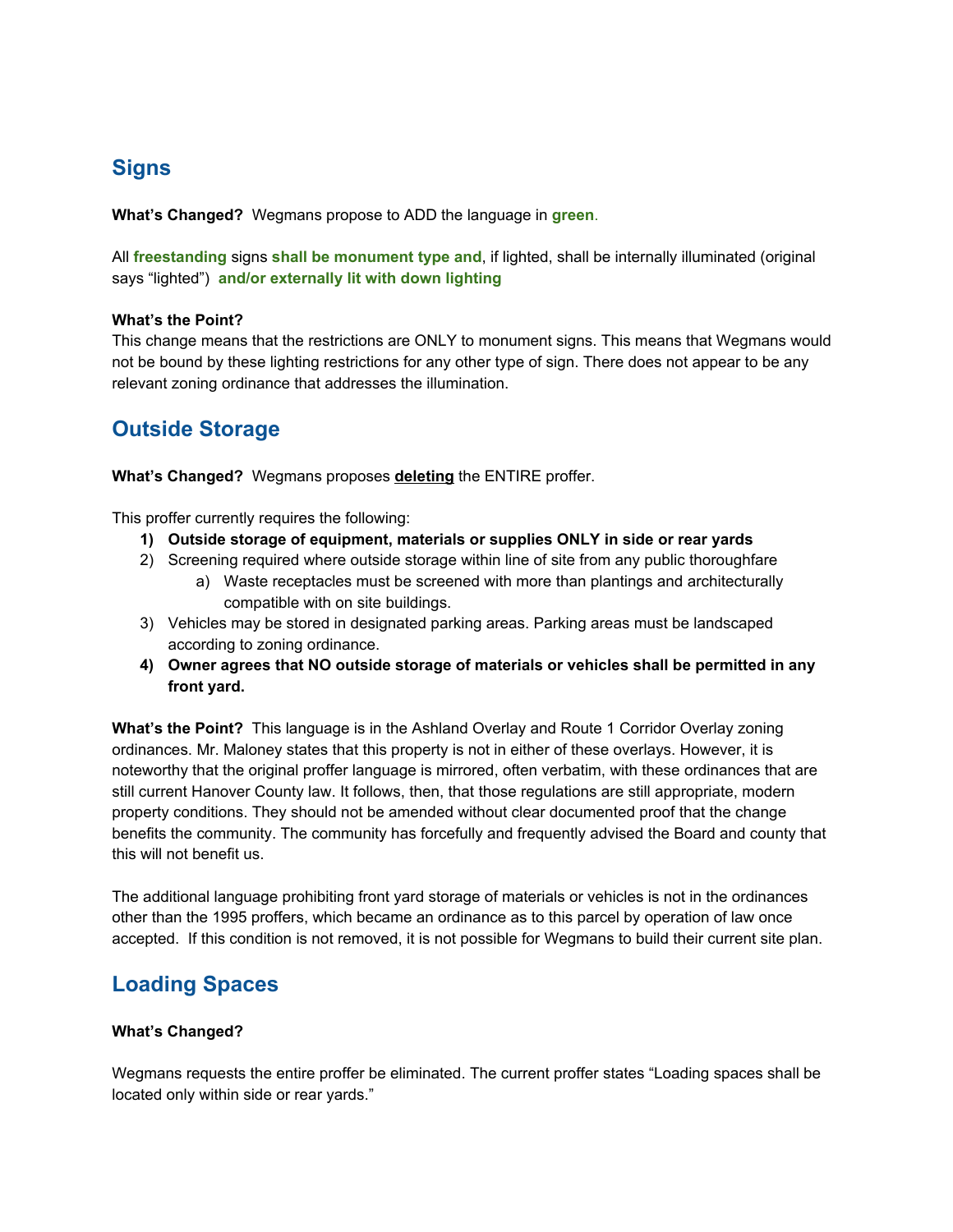## Signs

**What's Changed?** Wegmans propose to ADD the language in **green**.

All **freestanding** signs **shall be monument type and**, if lighted, shall be internally illuminated (original says "lighted") **and/or externally lit with down lighting**

**What's the Point?**
This change means that the restrictions are ONLY to monument signs. This means that Wegmans would not be bound by these lighting restrictions for any other type of sign. There does not appear to be any relevant zoning ordinance that addresses the illumination.

## Outside Storage

**What's Changed?** Wegmans proposes **deleting** the ENTIRE proffer.

This proffer currently requires the following:

1) **Outside storage of equipment, materials or supplies ONLY in side or rear yards**
2) Screening required where outside storage within line of site from any public thoroughfare
    a) Waste receptacles must be screened with more than plantings and architecturally compatible with on site buildings.
3) Vehicles may be stored in designated parking areas. Parking areas must be landscaped according to zoning ordinance.
4) **Owner agrees that NO outside storage of materials or vehicles shall be permitted in any front yard.**

**What's the Point?** This language is in the Ashland Overlay and Route 1 Corridor Overlay zoning ordinances. Mr. Maloney states that this property is not in either of these overlays. However, it is noteworthy that the original proffer language is mirrored, often verbatim, with these ordinances that are still current Hanover County law. It follows, then, that those regulations are still appropriate, modern property conditions. They should not be amended without clear documented proof that the change benefits the community. The community has forcefully and frequently advised the Board and county that this will not benefit us.

The additional language prohibiting front yard storage of materials or vehicles is not in the ordinances other than the 1995 proffers, which became an ordinance as to this parcel by operation of law once accepted. If this condition is not removed, it is not possible for Wegmans to build their current site plan.

## Loading Spaces

**What's Changed?**

Wegmans requests the entire proffer be eliminated. The current proffer states "Loading spaces shall be located only within side or rear yards."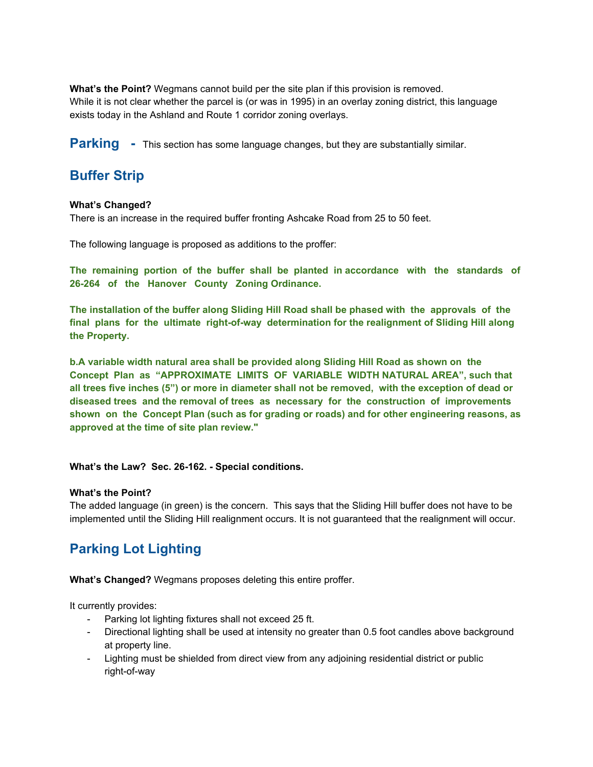**What's the Point?** Wegmans cannot build per the site plan if this provision is removed.
While it is not clear whether the parcel is (or was in 1995) in an overlay zoning district, this language exists today in the Ashland and Route 1 corridor zoning overlays.

## Parking - This section has some language changes, but they are substantially similar.

## Buffer Strip

**What's Changed?**
There is an increase in the required buffer fronting Ashcake Road from 25 to 50 feet.

The following language is proposed as additions to the proffer:

**The remaining portion of the buffer shall be planted in accordance with the standards of 26-264 of the Hanover County Zoning Ordinance.**

**The installation of the buffer along Sliding Hill Road shall be phased with the approvals of the final plans for the ultimate right-of-way determination for the realignment of Sliding Hill along the Property.**

**b.A variable width natural area shall be provided along Sliding Hill Road as shown on the Concept Plan as "APPROXIMATE LIMITS OF VARIABLE WIDTH NATURAL AREA", such that all trees five inches (5") or more in diameter shall not be removed, with the exception of dead or diseased trees and the removal of trees as necessary for the construction of improvements shown on the Concept Plan (such as for grading or roads) and for other engineering reasons, as approved at the time of site plan review."**

**What's the Law? Sec. 26-162. - Special conditions.**

**What's the Point?**
The added language (in green) is the concern. This says that the Sliding Hill buffer does not have to be implemented until the Sliding Hill realignment occurs. It is not guaranteed that the realignment will occur.

## Parking Lot Lighting

**What's Changed?** Wegmans proposes deleting this entire proffer.

It currently provides:

- Parking lot lighting fixtures shall not exceed 25 ft.
- Directional lighting shall be used at intensity no greater than 0.5 foot candles above background at property line.
- Lighting must be shielded from direct view from any adjoining residential district or public right-of-way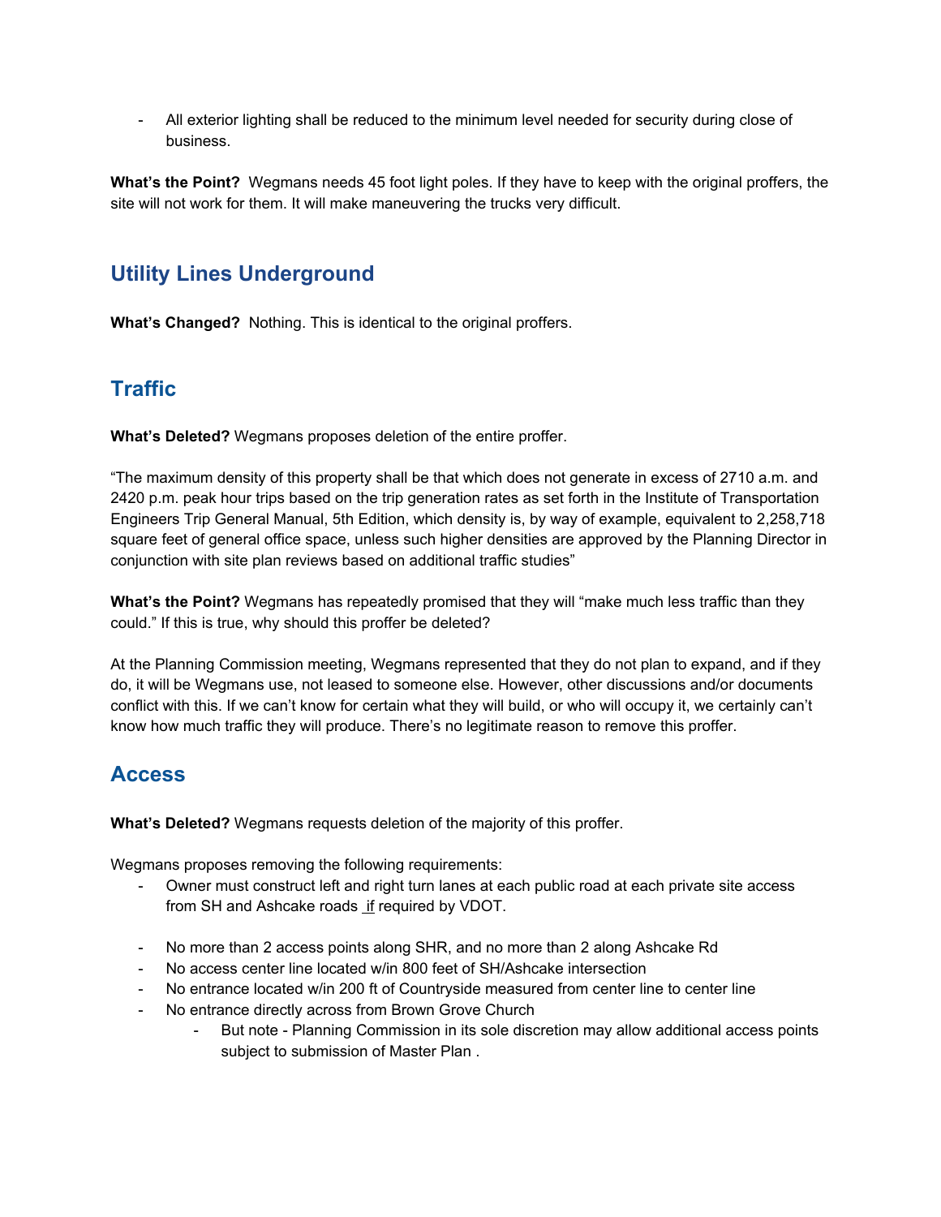- All exterior lighting shall be reduced to the minimum level needed for security during close of business.

**What's the Point?** Wegmans needs 45 foot light poles. If they have to keep with the original proffers, the site will not work for them. It will make maneuvering the trucks very difficult.

## Utility Lines Underground

**What's Changed?** Nothing. This is identical to the original proffers.

## Traffic

**What's Deleted?** Wegmans proposes deletion of the entire proffer.

"The maximum density of this property shall be that which does not generate in excess of 2710 a.m. and 2420 p.m. peak hour trips based on the trip generation rates as set forth in the Institute of Transportation Engineers Trip General Manual, 5th Edition, which density is, by way of example, equivalent to 2,258,718 square feet of general office space, unless such higher densities are approved by the Planning Director in conjunction with site plan reviews based on additional traffic studies"

**What's the Point?** Wegmans has repeatedly promised that they will "make much less traffic than they could." If this is true, why should this proffer be deleted?

At the Planning Commission meeting, Wegmans represented that they do not plan to expand, and if they do, it will be Wegmans use, not leased to someone else. However, other discussions and/or documents conflict with this. If we can't know for certain what they will build, or who will occupy it, we certainly can't know how much traffic they will produce. There's no legitimate reason to remove this proffer.

## Access

**What's Deleted?** Wegmans requests deletion of the majority of this proffer.

Wegmans proposes removing the following requirements:

- Owner must construct left and right turn lanes at each public road at each private site access from SH and Ashcake roads <u>if</u> required by VDOT.
- No more than 2 access points along SHR, and no more than 2 along Ashcake Rd
- No access center line located w/in 800 feet of SH/Ashcake intersection
- No entrance located w/in 200 ft of Countryside measured from center line to center line
- No entrance directly across from Brown Grove Church
  - But note - Planning Commission in its sole discretion may allow additional access points subject to submission of Master Plan .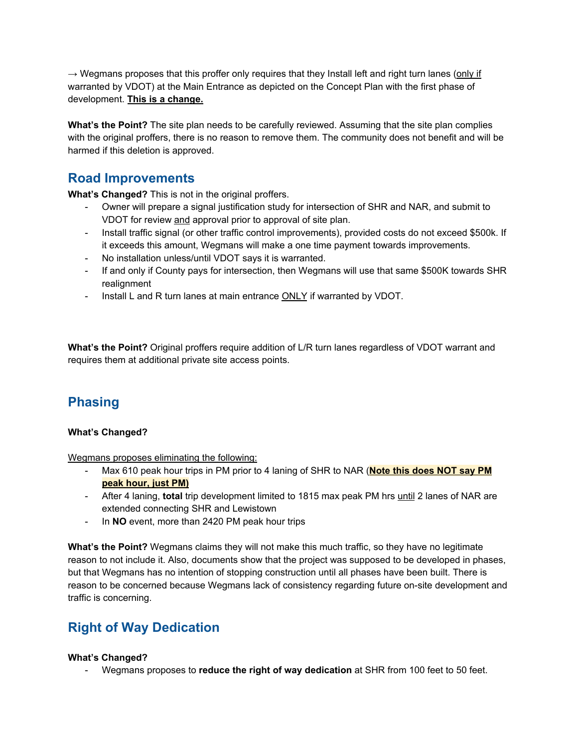→ Wegmans proposes that this proffer only requires that they Install left and right turn lanes (only if warranted by VDOT) at the Main Entrance as depicted on the Concept Plan with the first phase of development. **This is a change.**

**What's the Point?** The site plan needs to be carefully reviewed. Assuming that the site plan complies with the original proffers, there is no reason to remove them. The community does not benefit and will be harmed if this deletion is approved.

## Road Improvements

**What's Changed?** This is not in the original proffers.

- Owner will prepare a signal justification study for intersection of SHR and NAR, and submit to VDOT for review and approval prior to approval of site plan.
- Install traffic signal (or other traffic control improvements), provided costs do not exceed $500k. If it exceeds this amount, Wegmans will make a one time payment towards improvements.
- No installation unless/until VDOT says it is warranted.
- If and only if County pays for intersection, then Wegmans will use that same $500K towards SHR realignment
- Install L and R turn lanes at main entrance ONLY if warranted by VDOT.

**What's the Point?** Original proffers require addition of L/R turn lanes regardless of VDOT warrant and requires them at additional private site access points.

## Phasing

**What's Changed?**

Wegmans proposes eliminating the following:

- Max 610 peak hour trips in PM prior to 4 laning of SHR to NAR (**Note this does NOT say PM peak hour, just PM)**
- After 4 laning, **total** trip development limited to 1815 max peak PM hrs until 2 lanes of NAR are extended connecting SHR and Lewistown
- In **NO** event, more than 2420 PM peak hour trips

**What's the Point?** Wegmans claims they will not make this much traffic, so they have no legitimate reason to not include it. Also, documents show that the project was supposed to be developed in phases, but that Wegmans has no intention of stopping construction until all phases have been built. There is reason to be concerned because Wegmans lack of consistency regarding future on-site development and traffic is concerning.

## Right of Way Dedication

**What's Changed?**

- Wegmans proposes to **reduce the right of way dedication** at SHR from 100 feet to 50 feet.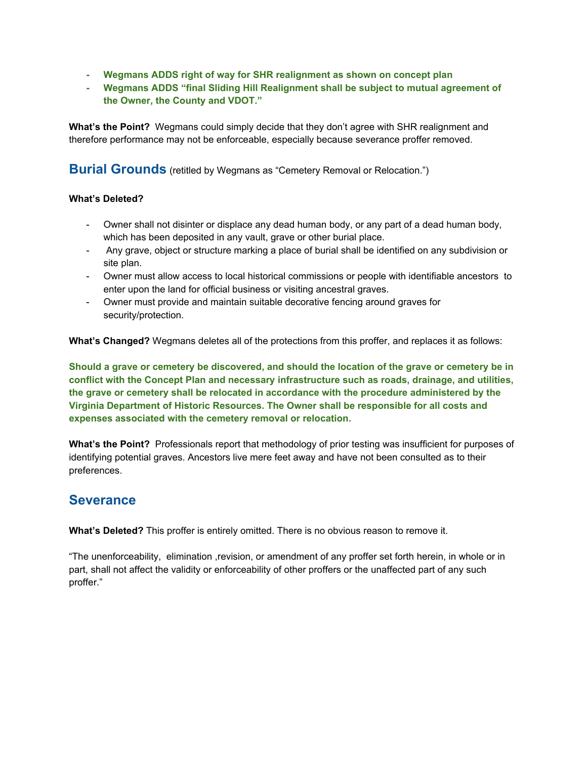- **Wegmans ADDS right of way for SHR realignment as shown on concept plan**
- **Wegmans ADDS "final Sliding Hill Realignment shall be subject to mutual agreement of the Owner, the County and VDOT."**

**What's the Point?** Wegmans could simply decide that they don't agree with SHR realignment and therefore performance may not be enforceable, especially because severance proffer removed.

## Burial Grounds (retitled by Wegmans as "Cemetery Removal or Relocation.")

**What's Deleted?**

- Owner shall not disinter or displace any dead human body, or any part of a dead human body, which has been deposited in any vault, grave or other burial place.
- Any grave, object or structure marking a place of burial shall be identified on any subdivision or site plan.
- Owner must allow access to local historical commissions or people with identifiable ancestors to enter upon the land for official business or visiting ancestral graves.
- Owner must provide and maintain suitable decorative fencing around graves for security/protection.

**What's Changed?** Wegmans deletes all of the protections from this proffer, and replaces it as follows:

**Should a grave or cemetery be discovered, and should the location of the grave or cemetery be in conflict with the Concept Plan and necessary infrastructure such as roads, drainage, and utilities, the grave or cemetery shall be relocated in accordance with the procedure administered by the Virginia Department of Historic Resources. The Owner shall be responsible for all costs and expenses associated with the cemetery removal or relocation.**

**What's the Point?** Professionals report that methodology of prior testing was insufficient for purposes of identifying potential graves. Ancestors live mere feet away and have not been consulted as to their preferences.

## Severance

**What's Deleted?** This proffer is entirely omitted. There is no obvious reason to remove it.

"The unenforceability, elimination ,revision, or amendment of any proffer set forth herein, in whole or in part, shall not affect the validity or enforceability of other proffers or the unaffected part of any such proffer."